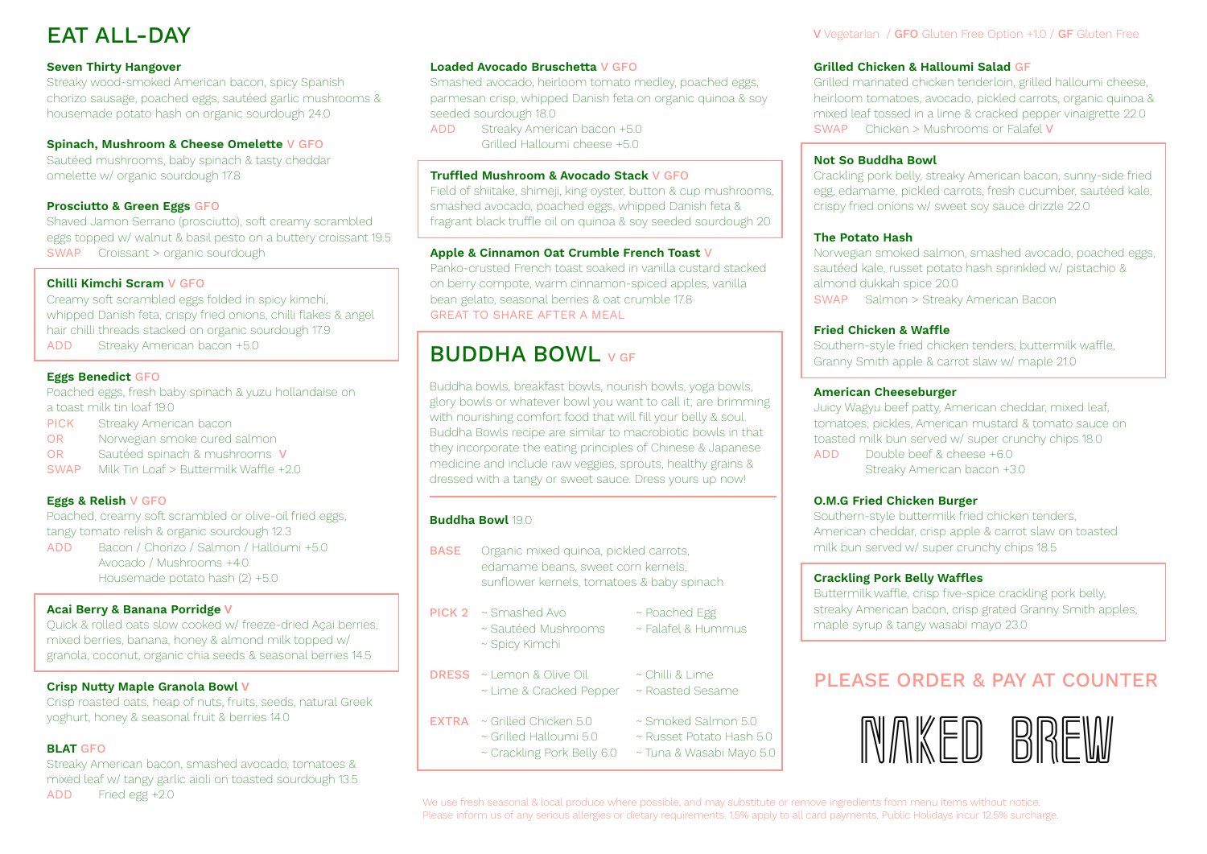# EAT ALL-DAY

V Vegetarian / GFO Gluten Free Option +1.0 / GF Gluten Free

### Seven Thirty Hangover

Streaky wood-smoked American bacon, spicy Spanish chorizo sausage, poached eggs, sautéed garlic mushrooms & housemade potato hash on organic sourdough 24.0

### Spinach, Mushroom & Cheese Omelette V GFO

Sautéed mushrooms, baby spinach & tasty cheddar omelette w/ organic sourdough 17.8

### Prosciutto & Green Eggs GFO

Shaved Jamon Serrano (prosciutto), soft creamy scrambled eggs topped w/ walnut & basil pesto on a buttery croissant 19.5

SWAP Croissant > organic sourdough

### Chilli Kimchi Scram V GFO

Creamy soft scrambled eggs folded in spicy kimchi, whipped Danish feta, crispy fried onions, chilli flakes & angel hair chilli threads stacked on organic sourdough 17.9

ADD Streaky American bacon +5.0

### Eggs Benedict GFO

Poached eggs, fresh baby spinach & yuzu hollandaise on a toast milk tin loaf 19.0

PICK Streaky American bacon
OR Norwegian smoke cured salmon
OR Sautéed spinach & mushrooms V
SWAP Milk Tin Loaf > Buttermilk Waffle +2.0

### Eggs & Relish V GFO

Poached, creamy soft scrambled or olive-oil fried eggs, tangy tomato relish & organic sourdough 12.3

ADD Bacon / Chorizo / Salmon / Halloumi +5.0
Avocado / Mushrooms +4.0
Housemade potato hash (2) +5.0

### Acai Berry & Banana Porridge V

Quick & rolled oats slow cooked w/ freeze-dried Açai berries, mixed berries, banana, honey & almond milk topped w/ granola, coconut, organic chia seeds & seasonal berries 14.5

### Crisp Nutty Maple Granola Bowl V

Crisp roasted oats, heap of nuts, fruits, seeds, natural Greek yoghurt, honey & seasonal fruit & berries 14.0

### BLAT GFO

Streaky American bacon, smashed avocado, tomatoes & mixed leaf w/ tangy garlic aioli on toasted sourdough 13.5

ADD Fried egg +2.0

### Loaded Avocado Bruschetta V GFO

Smashed avocado, heirloom tomato medley, poached eggs, parmesan crisp, whipped Danish feta on organic quinoa & soy seeded sourdough 18.0

ADD Streaky American bacon +5.0
Grilled Halloumi cheese +5.0

### Truffled Mushroom & Avocado Stack V GFO

Field of shiitake, shimeji, king oyster, button & cup mushrooms, smashed avocado, poached eggs, whipped Danish feta & fragrant black truffle oil on quinoa & soy seeded sourdough 20

### Apple & Cinnamon Oat Crumble French Toast V

Panko-crusted French toast soaked in vanilla custard stacked on berry compote, warm cinnamon-spiced apples, vanilla bean gelato, seasonal berries & oat crumble 17.8

GREAT TO SHARE AFTER A MEAL

## BUDDHA BOWL V GF

Buddha bowls, breakfast bowls, nourish bowls, yoga bowls, glory bowls or whatever bowl you want to call it; are brimming with nourishing comfort food that will fill your belly & soul. Buddha Bowls recipe are similar to macrobiotic bowls in that they incorporate the eating principles of Chinese & Japanese medicine and include raw veggies, sprouts, healthy grains & dressed with a tangy or sweet sauce. Dress yours up now!

### Buddha Bowl 19.0

BASE Organic mixed quinoa, pickled carrots, edamame beans, sweet corn kernels, sunflower kernels, tomatoes & baby spinach

PICK 2
- ~ Smashed Avo
- ~ Sautéed Mushrooms
- ~ Spicy Kimchi
- ~ Poached Egg
- ~ Falafel & Hummus

DRESS
- ~ Lemon & Olive Oil
- ~ Lime & Cracked Pepper
- ~ Chilli & Lime
- ~ Roasted Sesame

EXTRA
- ~ Grilled Chicken 5.0
- ~ Grilled Halloumi 5.0
- ~ Crackling Pork Belly 6.0
- ~ Smoked Salmon 5.0
- ~ Russet Potato Hash 5.0
- ~ Tuna & Wasabi Mayo 5.0

### Grilled Chicken & Halloumi Salad GF

Grilled marinated chicken tenderloin, grilled halloumi cheese, heirloom tomatoes, avocado, pickled carrots, organic quinoa & mixed leaf tossed in a lime & cracked pepper vinaigrette 22.0

SWAP Chicken > Mushrooms or Falafel V

### Not So Buddha Bowl

Crackling pork belly, streaky American bacon, sunny-side fried egg, edamame, pickled carrots, fresh cucumber, sautéed kale, crispy fried onions w/ sweet soy sauce drizzle 22.0

### The Potato Hash

Norwegian smoked salmon, smashed avocado, poached eggs, sautéed kale, russet potato hash sprinkled w/ pistachio & almond dukkah spice 20.0

SWAP Salmon > Streaky American Bacon

### Fried Chicken & Waffle

Southern-style fried chicken tenders, buttermilk waffle, Granny Smith apple & carrot slaw w/ maple 21.0

### American Cheeseburger

Juicy Wagyu beef patty, American cheddar, mixed leaf, tomatoes, pickles, American mustard & tomato sauce on toasted milk bun served w/ super crunchy chips 18.0

ADD Double beef & cheese +6.0
Streaky American bacon +3.0

### O.M.G Fried Chicken Burger

Southern-style buttermilk fried chicken tenders, American cheddar, crisp apple & carrot slaw on toasted milk bun served w/ super crunchy chips 18.5

### Crackling Pork Belly Waffles

Buttermilk waffle, crisp five-spice crackling pork belly, streaky American bacon, crisp grated Granny Smith apples, maple syrup & tangy wasabi mayo 23.0

## PLEASE ORDER & PAY AT COUNTER

NAKED BREW

We use fresh seasonal & local produce where possible, and may substitute or remove ingredients from menu items without notice.
Please inform us of any serious allergies or dietary requirements. 1.5% apply to all card payments. Public Holidays incur 12.5% surcharge.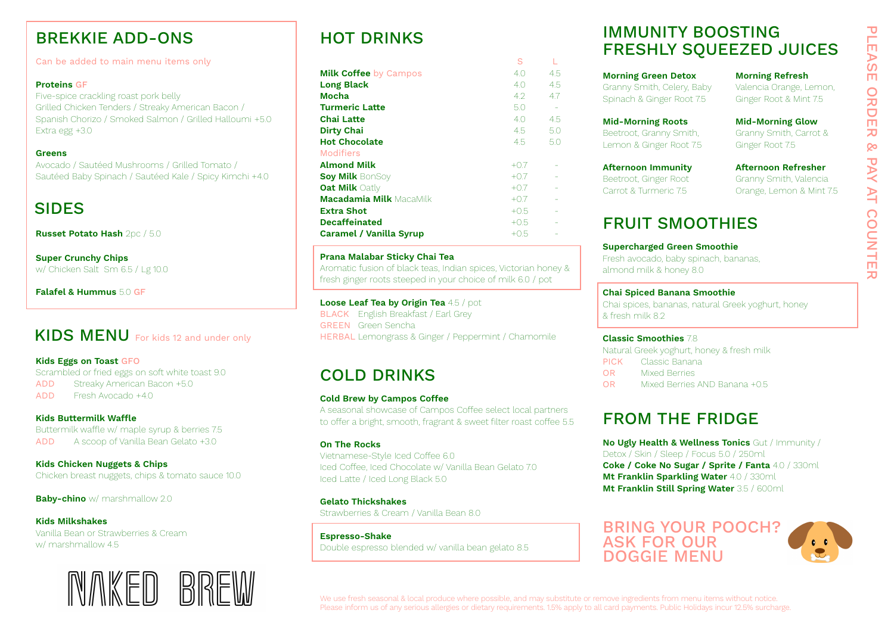## BREKKIE ADD-ONS

Can be added to main menu items only

**Proteins** GF
Five-spice crackling roast pork belly
Grilled Chicken Tenders / Streaky American Bacon /
Spanish Chorizo / Smoked Salmon / Grilled Halloumi +5.0
Extra egg +3.0

**Greens**
Avocado / Sautéed Mushrooms / Grilled Tomato /
Sautéed Baby Spinach / Sautéed Kale / Spicy Kimchi +4.0

## SIDES

**Russet Potato Hash** 2pc / 5.0

**Super Crunchy Chips**
w/ Chicken Salt Sm 6.5 / Lg 10.0

**Falafel & Hummus** 5.0 GF

## KIDS MENU For kids 12 and under only

**Kids Eggs on Toast** GFO
Scrambled or fried eggs on soft white toast 9.0
ADD Streaky American Bacon +5.0
ADD Fresh Avocado +4.0

**Kids Buttermilk Waffle**
Buttermilk waffle w/ maple syrup & berries 7.5
ADD A scoop of Vanilla Bean Gelato +3.0

**Kids Chicken Nuggets & Chips**
Chicken breast nuggets, chips & tomato sauce 10.0

**Baby-chino** w/ marshmallow 2.0

**Kids Milkshakes**
Vanilla Bean or Strawberries & Cream
w/ marshmallow 4.5

NAKED BREW

## HOT DRINKS

| | S | L |
|---|---|---|
| **Milk Coffee** by Campos | 4.0 | 4.5 |
| **Long Black** | 4.0 | 4.5 |
| **Mocha** | 4.2 | 4.7 |
| **Turmeric Latte** | 5.0 | - |
| **Chai Latte** | 4.0 | 4.5 |
| **Dirty Chai** | 4.5 | 5.0 |
| **Hot Chocolate** | 4.5 | 5.0 |
| Modifiers | | |
| **Almond Milk** | +0.7 | - |
| **Soy Milk** BonSoy | +0.7 | - |
| **Oat Milk** Oatly | +0.7 | - |
| **Macadamia Milk** MacaMilk | +0.7 | - |
| **Extra Shot** | +0.5 | - |
| **Decaffeinated** | +0.5 | - |
| **Caramel / Vanilla Syrup** | +0.5 | - |

**Prana Malabar Sticky Chai Tea**
Aromatic fusion of black teas, Indian spices, Victorian honey & fresh ginger roots steeped in your choice of milk 6.0 / pot

**Loose Leaf Tea by Origin Tea** 4.5 / pot
BLACK English Breakfast / Earl Grey
GREEN Green Sencha
HERBAL Lemongrass & Ginger / Peppermint / Chamomile

## COLD DRINKS

**Cold Brew by Campos Coffee**
A seasonal showcase of Campos Coffee select local partners to offer a bright, smooth, fragrant & sweet filter roast coffee 5.5

**On The Rocks**
Vietnamese-Style Iced Coffee 6.0
Iced Coffee, Iced Chocolate w/ Vanilla Bean Gelato 7.0
Iced Latte / Iced Long Black 5.0

**Gelato Thickshakes**
Strawberries & Cream / Vanilla Bean 8.0

**Espresso-Shake**
Double espresso blended w/ vanilla bean gelato 8.5

## IMMUNITY BOOSTING FRESHLY SQUEEZED JUICES

**Morning Green Detox**
Granny Smith, Celery, Baby Spinach & Ginger Root 7.5

**Morning Refresh**
Valencia Orange, Lemon, Ginger Root & Mint 7.5

**Mid-Morning Roots**
Beetroot, Granny Smith, Lemon & Ginger Root 7.5

**Mid-Morning Glow**
Granny Smith, Carrot & Ginger Root 7.5

**Afternoon Immunity**
Beetroot, Ginger Root Carrot & Turmeric 7.5

**Afternoon Refresher**
Granny Smith, Valencia Orange, Lemon & Mint 7.5

## FRUIT SMOOTHIES

**Supercharged Green Smoothie**
Fresh avocado, baby spinach, bananas, almond milk & honey 8.0

**Chai Spiced Banana Smoothie**
Chai spices, bananas, natural Greek yoghurt, honey & fresh milk 8.2

**Classic Smoothies** 7.8
Natural Greek yoghurt, honey & fresh milk
PICK Classic Banana
OR Mixed Berries
OR Mixed Berries AND Banana +0.5

## FROM THE FRIDGE

**No Ugly Health & Wellness Tonics** Gut / Immunity / Detox / Skin / Sleep / Focus 5.0 / 250ml
**Coke / Coke No Sugar / Sprite / Fanta** 4.0 / 330ml
**Mt Franklin Sparkling Water** 4.0 / 330ml
**Mt Franklin Still Spring Water** 3.5 / 600ml

BRING YOUR POOCH? ASK FOR OUR DOGGIE MENU

PLEASE ORDER & PAY AT COUNTER

We use fresh seasonal & local produce where possible, and may substitute or remove ingredients from menu items without notice.
Please inform us of any serious allergies or dietary requirements. 1.5% apply to all card payments. Public Holidays incur 12.5% surcharge.